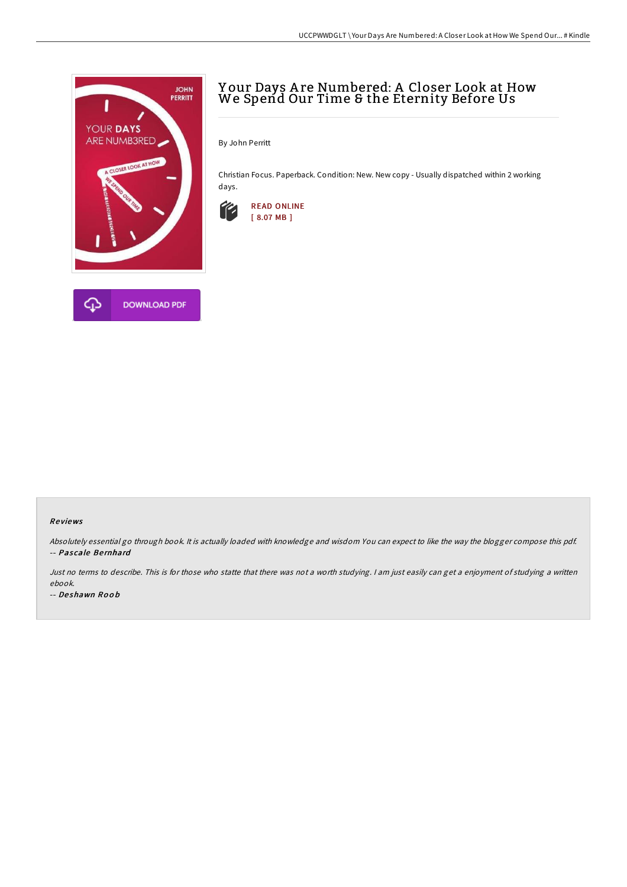# Your Days Are Numbered: A Closer Look at How We Spend Our Time & the Eternity Before Us

By John Perritt

Christian Focus. Paperback. Condition: New. New copy - Usually dispatched within 2 working days.

READ ONLINE
[ 8.07 MB ]

DOWNLOAD PDF

### Reviews

*Absolutely essential go through book. It is actually loaded with knowledge and wisdom You can expect to like the way the blogger compose this pdf.*
-- ***Pascale Bernhard***

*Just no terms to describe. This is for those who statte that there was not a worth studying. I am just easily can get a enjoyment of studying a written ebook.*
-- ***Deshawn Roob***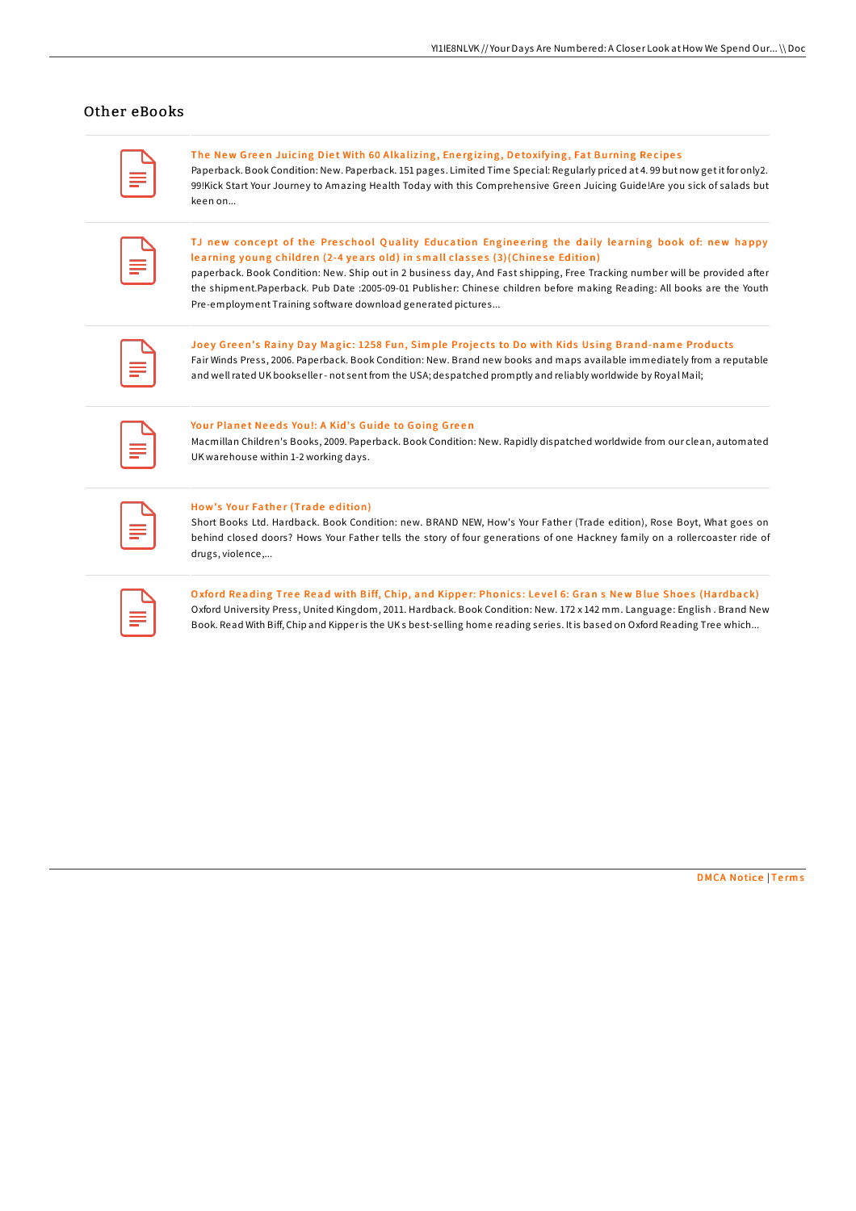## Other eBooks

**The New Green Juicing Diet With 60 Alkalizing, Energizing, Detoxifying, Fat Burning Recipes**

Paperback. Book Condition: New. Paperback. 151 pages. Limited Time Special: Regularly priced at 4. 99 but now get it for only2. 99!Kick Start Your Journey to Amazing Health Today with this Comprehensive Green Juicing Guide!Are you sick of salads but keen on...

**TJ new concept of the Preschool Quality Education Engineering the daily learning book of: new happy learning young children (2-4 years old) in small classes (3)(Chinese Edition)**

paperback. Book Condition: New. Ship out in 2 business day, And Fast shipping, Free Tracking number will be provided after the shipment.Paperback. Pub Date :2005-09-01 Publisher: Chinese children before making Reading: All books are the Youth Pre-employment Training software download generated pictures...

**Joey Green's Rainy Day Magic: 1258 Fun, Simple Projects to Do with Kids Using Brand-name Products**

Fair Winds Press, 2006. Paperback. Book Condition: New. Brand new books and maps available immediately from a reputable and well rated UK bookseller - not sent from the USA; despatched promptly and reliably worldwide by Royal Mail;

**Your Planet Needs You!: A Kid's Guide to Going Green**

Macmillan Children's Books, 2009. Paperback. Book Condition: New. Rapidly dispatched worldwide from our clean, automated UK warehouse within 1-2 working days.

**How's Your Father (Trade edition)**

Short Books Ltd. Hardback. Book Condition: new. BRAND NEW, How's Your Father (Trade edition), Rose Boyt, What goes on behind closed doors? Hows Your Father tells the story of four generations of one Hackney family on a rollercoaster ride of drugs, violence,...

**Oxford Reading Tree Read with Biff, Chip, and Kipper: Phonics: Level 6: Gran s New Blue Shoes (Hardback)**

Oxford University Press, United Kingdom, 2011. Hardback. Book Condition: New. 172 x 142 mm. Language: English . Brand New Book. Read With Biff, Chip and Kipper is the UK s best-selling home reading series. It is based on Oxford Reading Tree which...